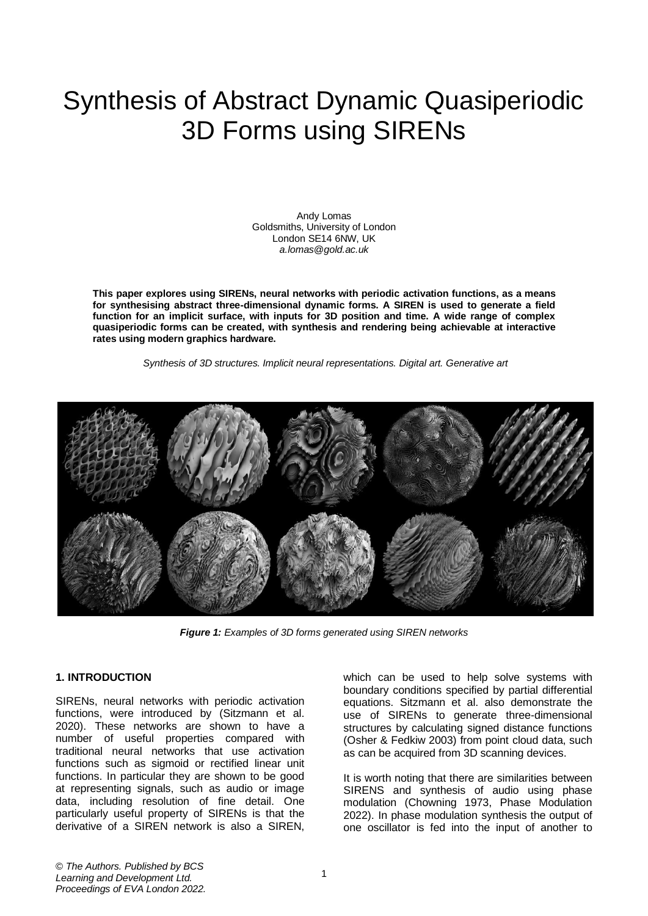# Synthesis of Abstract Dynamic Quasiperiodic 3D Forms using SIRENs

Andy Lomas
Goldsmiths, University of London
London SE14 6NW, UK
*a.lomas@gold.ac.uk*

**This paper explores using SIRENs, neural networks with periodic activation functions, as a means for synthesising abstract three-dimensional dynamic forms. A SIREN is used to generate a field function for an implicit surface, with inputs for 3D position and time. A wide range of complex quasiperiodic forms can be created, with synthesis and rendering being achievable at interactive rates using modern graphics hardware.**

*Synthesis of 3D structures. Implicit neural representations. Digital art. Generative art*

***Figure 1:*** *Examples of 3D forms generated using SIREN networks*

## 1. INTRODUCTION

SIRENs, neural networks with periodic activation functions, were introduced by (Sitzmann et al. 2020). These networks are shown to have a number of useful properties compared with traditional neural networks that use activation functions such as sigmoid or rectified linear unit functions. In particular they are shown to be good at representing signals, such as audio or image data, including resolution of fine detail. One particularly useful property of SIRENs is that the derivative of a SIREN network is also a SIREN, which can be used to help solve systems with boundary conditions specified by partial differential equations. Sitzmann et al. also demonstrate the use of SIRENs to generate three-dimensional structures by calculating signed distance functions (Osher & Fedkiw 2003) from point cloud data, such as can be acquired from 3D scanning devices.

It is worth noting that there are similarities between SIRENS and synthesis of audio using phase modulation (Chowning 1973, Phase Modulation 2022). In phase modulation synthesis the output of one oscillator is fed into the input of another to

*© The Authors. Published by BCS Learning and Development Ltd. Proceedings of EVA London 2022.*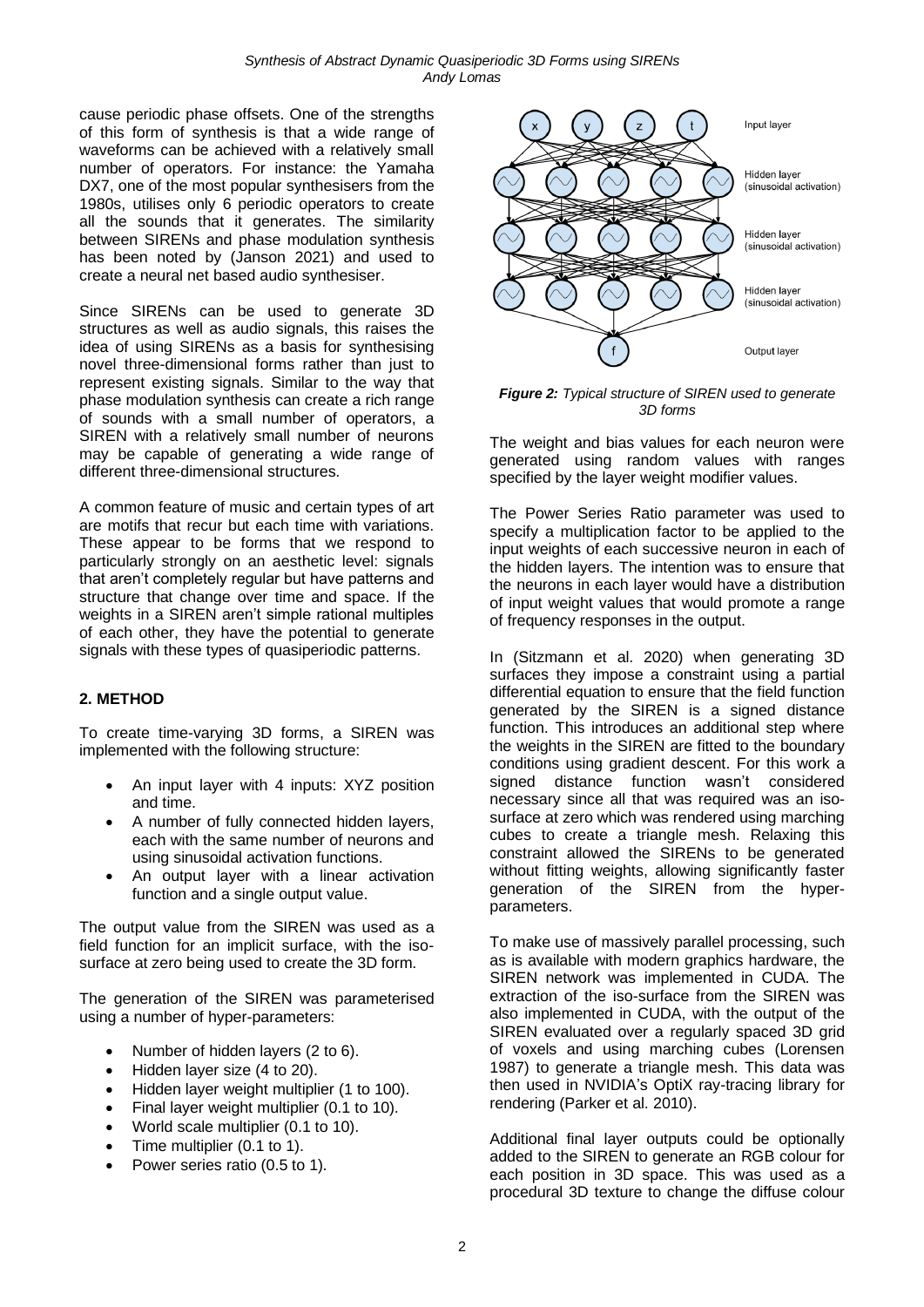cause periodic phase offsets. One of the strengths of this form of synthesis is that a wide range of waveforms can be achieved with a relatively small number of operators. For instance: the Yamaha DX7, one of the most popular synthesisers from the 1980s, utilises only 6 periodic operators to create all the sounds that it generates. The similarity between SIRENs and phase modulation synthesis has been noted by (Janson 2021) and used to create a neural net based audio synthesiser.

Since SIRENs can be used to generate 3D structures as well as audio signals, this raises the idea of using SIRENs as a basis for synthesising novel three-dimensional forms rather than just to represent existing signals. Similar to the way that phase modulation synthesis can create a rich range of sounds with a small number of operators, a SIREN with a relatively small number of neurons may be capable of generating a wide range of different three-dimensional structures.

A common feature of music and certain types of art are motifs that recur but each time with variations. These appear to be forms that we respond to particularly strongly on an aesthetic level: signals that aren't completely regular but have patterns and structure that change over time and space. If the weights in a SIREN aren't simple rational multiples of each other, they have the potential to generate signals with these types of quasiperiodic patterns.

## 2. METHOD

To create time-varying 3D forms, a SIREN was implemented with the following structure:

- An input layer with 4 inputs: XYZ position and time.
- A number of fully connected hidden layers, each with the same number of neurons and using sinusoidal activation functions.
- An output layer with a linear activation function and a single output value.

The output value from the SIREN was used as a field function for an implicit surface, with the iso-surface at zero being used to create the 3D form.

The generation of the SIREN was parameterised using a number of hyper-parameters:

- Number of hidden layers (2 to 6).
- Hidden layer size (4 to 20).
- Hidden layer weight multiplier (1 to 100).
- Final layer weight multiplier (0.1 to 10).
- World scale multiplier (0.1 to 10).
- Time multiplier (0.1 to 1).
- Power series ratio (0.5 to 1).

***Figure 2:*** *Typical structure of SIREN used to generate 3D forms*

The weight and bias values for each neuron were generated using random values with ranges specified by the layer weight modifier values.

The Power Series Ratio parameter was used to specify a multiplication factor to be applied to the input weights of each successive neuron in each of the hidden layers. The intention was to ensure that the neurons in each layer would have a distribution of input weight values that would promote a range of frequency responses in the output.

In (Sitzmann et al. 2020) when generating 3D surfaces they impose a constraint using a partial differential equation to ensure that the field function generated by the SIREN is a signed distance function. This introduces an additional step where the weights in the SIREN are fitted to the boundary conditions using gradient descent. For this work a signed distance function wasn't considered necessary since all that was required was an iso-surface at zero which was rendered using marching cubes to create a triangle mesh. Relaxing this constraint allowed the SIRENs to be generated without fitting weights, allowing significantly faster generation of the SIREN from the hyper-parameters.

To make use of massively parallel processing, such as is available with modern graphics hardware, the SIREN network was implemented in CUDA. The extraction of the iso-surface from the SIREN was also implemented in CUDA, with the output of the SIREN evaluated over a regularly spaced 3D grid of voxels and using marching cubes (Lorensen 1987) to generate a triangle mesh. This data was then used in NVIDIA's OptiX ray-tracing library for rendering (Parker et al. 2010).

Additional final layer outputs could be optionally added to the SIREN to generate an RGB colour for each position in 3D space. This was used as a procedural 3D texture to change the diffuse colour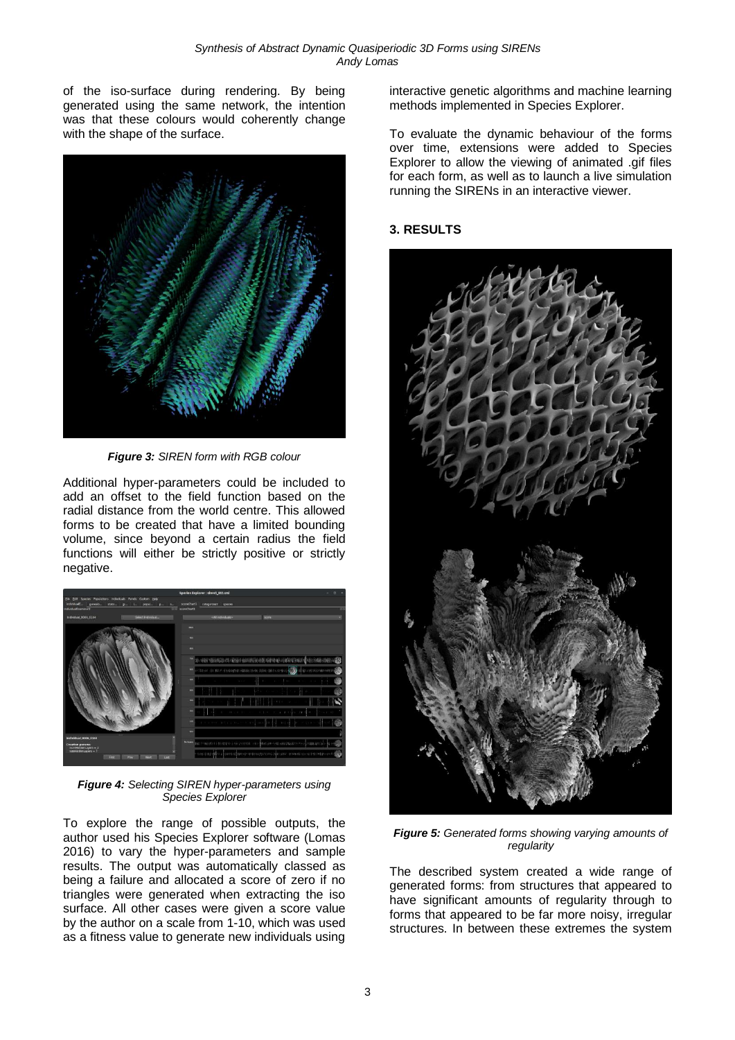of the iso-surface during rendering. By being generated using the same network, the intention was that these colours would coherently change with the shape of the surface.

***Figure 3:*** *SIREN form with RGB colour*

Additional hyper-parameters could be included to add an offset to the field function based on the radial distance from the world centre. This allowed forms to be created that have a limited bounding volume, since beyond a certain radius the field functions will either be strictly positive or strictly negative.

***Figure 4:*** *Selecting SIREN hyper-parameters using Species Explorer*

To explore the range of possible outputs, the author used his Species Explorer software (Lomas 2016) to vary the hyper-parameters and sample results. The output was automatically classed as being a failure and allocated a score of zero if no triangles were generated when extracting the iso surface. All other cases were given a score value by the author on a scale from 1-10, which was used as a fitness value to generate new individuals using interactive genetic algorithms and machine learning methods implemented in Species Explorer.

To evaluate the dynamic behaviour of the forms over time, extensions were added to Species Explorer to allow the viewing of animated .gif files for each form, as well as to launch a live simulation running the SIRENs in an interactive viewer.

## 3. RESULTS

***Figure 5:*** *Generated forms showing varying amounts of regularity*

The described system created a wide range of generated forms: from structures that appeared to have significant amounts of regularity through to forms that appeared to be far more noisy, irregular structures. In between these extremes the system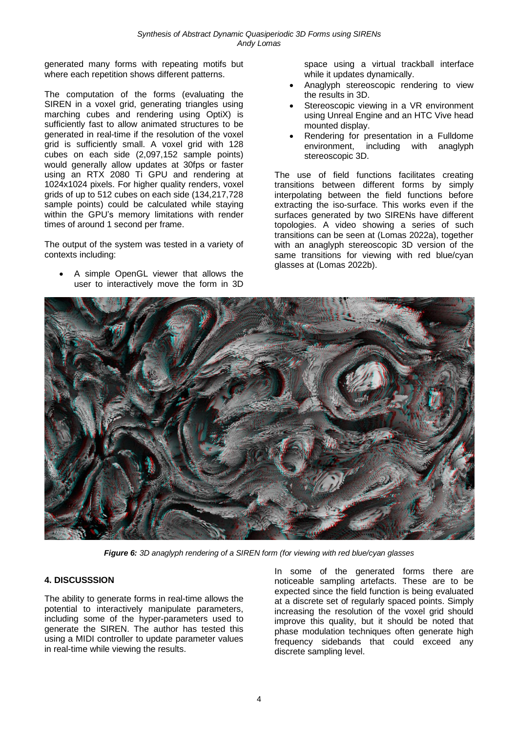generated many forms with repeating motifs but where each repetition shows different patterns.

The computation of the forms (evaluating the SIREN in a voxel grid, generating triangles using marching cubes and rendering using OptiX) is sufficiently fast to allow animated structures to be generated in real-time if the resolution of the voxel grid is sufficiently small. A voxel grid with 128 cubes on each side (2,097,152 sample points) would generally allow updates at 30fps or faster using an RTX 2080 Ti GPU and rendering at 1024x1024 pixels. For higher quality renders, voxel grids of up to 512 cubes on each side (134,217,728 sample points) could be calculated while staying within the GPU's memory limitations with render times of around 1 second per frame.

The output of the system was tested in a variety of contexts including:

- A simple OpenGL viewer that allows the user to interactively move the form in 3D space using a virtual trackball interface while it updates dynamically.
- Anaglyph stereoscopic rendering to view the results in 3D.
- Stereoscopic viewing in a VR environment using Unreal Engine and an HTC Vive head mounted display.
- Rendering for presentation in a Fulldome environment, including with anaglyph stereoscopic 3D.

The use of field functions facilitates creating transitions between different forms by simply interpolating between the field functions before extracting the iso-surface. This works even if the surfaces generated by two SIRENs have different topologies. A video showing a series of such transitions can be seen at (Lomas 2022a), together with an anaglyph stereoscopic 3D version of the same transitions for viewing with red blue/cyan glasses at (Lomas 2022b).

***Figure 6:*** *3D anaglyph rendering of a SIREN form (for viewing with red blue/cyan glasses*

**4. DISCUSSSION**

The ability to generate forms in real-time allows the potential to interactively manipulate parameters, including some of the hyper-parameters used to generate the SIREN. The author has tested this using a MIDI controller to update parameter values in real-time while viewing the results.

In some of the generated forms there are noticeable sampling artefacts. These are to be expected since the field function is being evaluated at a discrete set of regularly spaced points. Simply increasing the resolution of the voxel grid should improve this quality, but it should be noted that phase modulation techniques often generate high frequency sidebands that could exceed any discrete sampling level.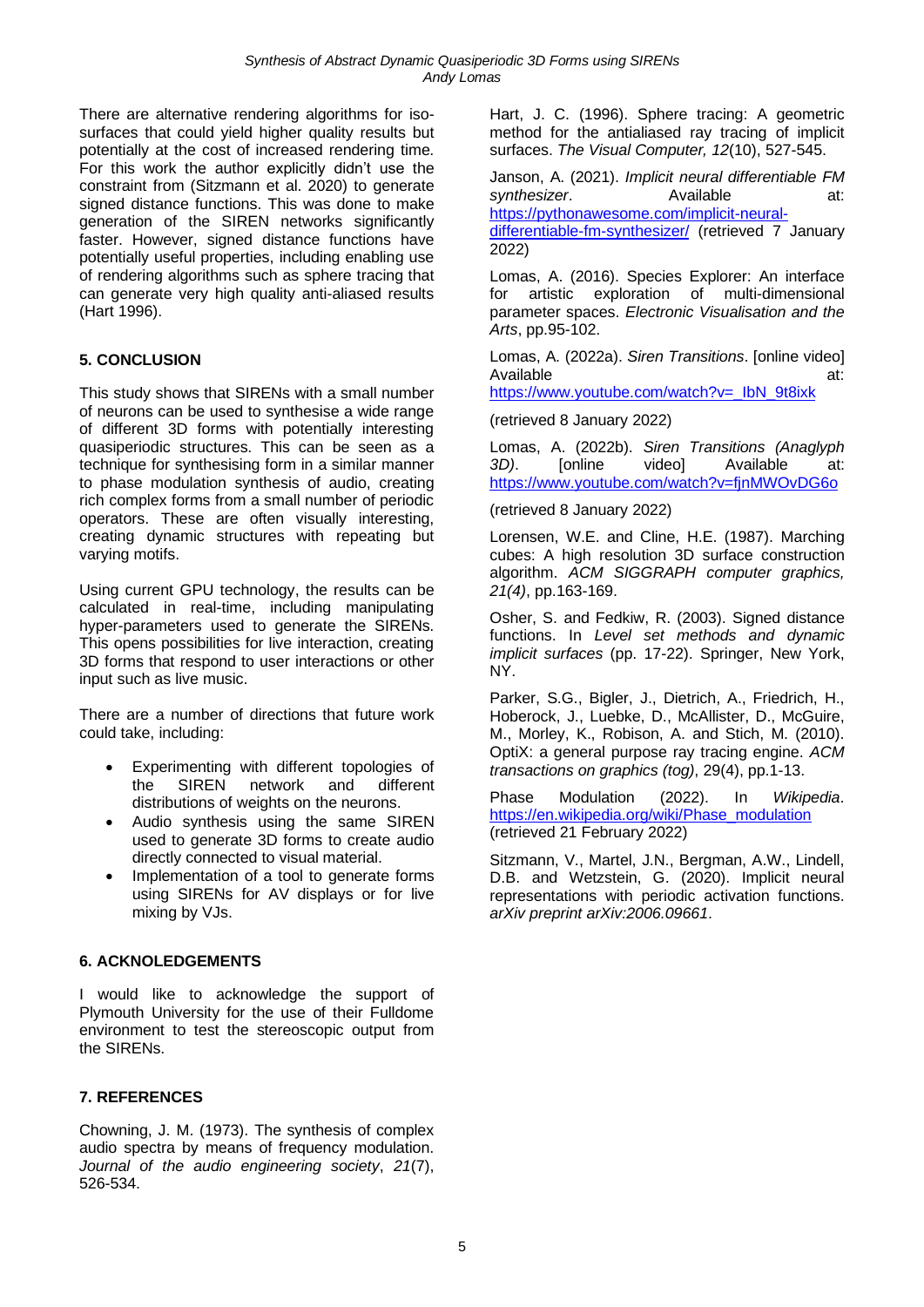There are alternative rendering algorithms for iso-surfaces that could yield higher quality results but potentially at the cost of increased rendering time. For this work the author explicitly didn't use the constraint from (Sitzmann et al. 2020) to generate signed distance functions. This was done to make generation of the SIREN networks significantly faster. However, signed distance functions have potentially useful properties, including enabling use of rendering algorithms such as sphere tracing that can generate very high quality anti-aliased results (Hart 1996).

## 5. CONCLUSION

This study shows that SIRENs with a small number of neurons can be used to synthesise a wide range of different 3D forms with potentially interesting quasiperiodic structures. This can be seen as a technique for synthesising form in a similar manner to phase modulation synthesis of audio, creating rich complex forms from a small number of periodic operators. These are often visually interesting, creating dynamic structures with repeating but varying motifs.

Using current GPU technology, the results can be calculated in real-time, including manipulating hyper-parameters used to generate the SIRENs. This opens possibilities for live interaction, creating 3D forms that respond to user interactions or other input such as live music.

There are a number of directions that future work could take, including:

- Experimenting with different topologies of the SIREN network and different distributions of weights on the neurons.
- Audio synthesis using the same SIREN used to generate 3D forms to create audio directly connected to visual material.
- Implementation of a tool to generate forms using SIRENs for AV displays or for live mixing by VJs.

## 6. ACKNOLEDGEMENTS

I would like to acknowledge the support of Plymouth University for the use of their Fulldome environment to test the stereoscopic output from the SIRENs.

## 7. REFERENCES

Chowning, J. M. (1973). The synthesis of complex audio spectra by means of frequency modulation. *Journal of the audio engineering society*, *21*(7), 526-534.

Hart, J. C. (1996). Sphere tracing: A geometric method for the antialiased ray tracing of implicit surfaces. *The Visual Computer, 12*(10), 527-545.

Janson, A. (2021). *Implicit neural differentiable FM synthesizer*. Available at: https://pythonawesome.com/implicit-neural-differentiable-fm-synthesizer/ (retrieved 7 January 2022)

Lomas, A. (2016). Species Explorer: An interface for artistic exploration of multi-dimensional parameter spaces. *Electronic Visualisation and the Arts*, pp.95-102.

Lomas, A. (2022a). *Siren Transitions*. [online video] Available at: https://www.youtube.com/watch?v=_IbN_9t8ixk

(retrieved 8 January 2022)

Lomas, A. (2022b). *Siren Transitions (Anaglyph 3D)*. [online video] Available at: https://www.youtube.com/watch?v=fjnMWOvDG6o

(retrieved 8 January 2022)

Lorensen, W.E. and Cline, H.E. (1987). Marching cubes: A high resolution 3D surface construction algorithm. *ACM SIGGRAPH computer graphics, 21(4)*, pp.163-169.

Osher, S. and Fedkiw, R. (2003). Signed distance functions. In *Level set methods and dynamic implicit surfaces* (pp. 17-22). Springer, New York, NY.

Parker, S.G., Bigler, J., Dietrich, A., Friedrich, H., Hoberock, J., Luebke, D., McAllister, D., McGuire, M., Morley, K., Robison, A. and Stich, M. (2010). OptiX: a general purpose ray tracing engine. *ACM transactions on graphics (tog)*, 29(4), pp.1-13.

Phase Modulation (2022). In *Wikipedia*. https://en.wikipedia.org/wiki/Phase_modulation (retrieved 21 February 2022)

Sitzmann, V., Martel, J.N., Bergman, A.W., Lindell, D.B. and Wetzstein, G. (2020). Implicit neural representations with periodic activation functions. *arXiv preprint arXiv:2006.09661*.